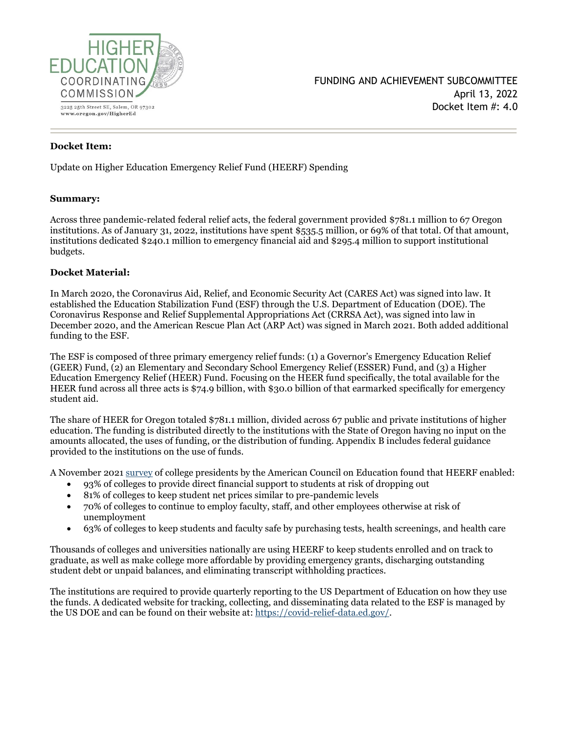HIGHER EDUCATION COORDINATING COMMISSION

3225 25th Street SE, Salem, OR 97302
www.oregon.gov/HigherEd

FUNDING AND ACHIEVEMENT SUBCOMMITTEE
April 13, 2022
Docket Item #: 4.0

---

**Docket Item:**

Update on Higher Education Emergency Relief Fund (HEERF) Spending

**Summary:**

Across three pandemic-related federal relief acts, the federal government provided $781.1 million to 67 Oregon institutions. As of January 31, 2022, institutions have spent $535.5 million, or 69% of that total. Of that amount, institutions dedicated $240.1 million to emergency financial aid and $295.4 million to support institutional budgets.

**Docket Material:**

In March 2020, the Coronavirus Aid, Relief, and Economic Security Act (CARES Act) was signed into law. It established the Education Stabilization Fund (ESF) through the U.S. Department of Education (DOE). The Coronavirus Response and Relief Supplemental Appropriations Act (CRRSA Act), was signed into law in December 2020, and the American Rescue Plan Act (ARP Act) was signed in March 2021. Both added additional funding to the ESF.

The ESF is composed of three primary emergency relief funds: (1) a Governor's Emergency Education Relief (GEER) Fund, (2) an Elementary and Secondary School Emergency Relief (ESSER) Fund, and (3) a Higher Education Emergency Relief (HEER) Fund. Focusing on the HEER fund specifically, the total available for the HEER fund across all three acts is $74.9 billion, with $30.0 billion of that earmarked specifically for emergency student aid.

The share of HEER for Oregon totaled $781.1 million, divided across 67 public and private institutions of higher education. The funding is distributed directly to the institutions with the State of Oregon having no input on the amounts allocated, the uses of funding, or the distribution of funding. Appendix B includes federal guidance provided to the institutions on the use of funds.

A November 2021 survey of college presidents by the American Council on Education found that HEERF enabled:

- 93% of colleges to provide direct financial support to students at risk of dropping out
- 81% of colleges to keep student net prices similar to pre-pandemic levels
- 70% of colleges to continue to employ faculty, staff, and other employees otherwise at risk of unemployment
- 63% of colleges to keep students and faculty safe by purchasing tests, health screenings, and health care

Thousands of colleges and universities nationally are using HEERF to keep students enrolled and on track to graduate, as well as make college more affordable by providing emergency grants, discharging outstanding student debt or unpaid balances, and eliminating transcript withholding practices.

The institutions are required to provide quarterly reporting to the US Department of Education on how they use the funds. A dedicated website for tracking, collecting, and disseminating data related to the ESF is managed by the US DOE and can be found on their website at: https://covid-relief-data.ed.gov/.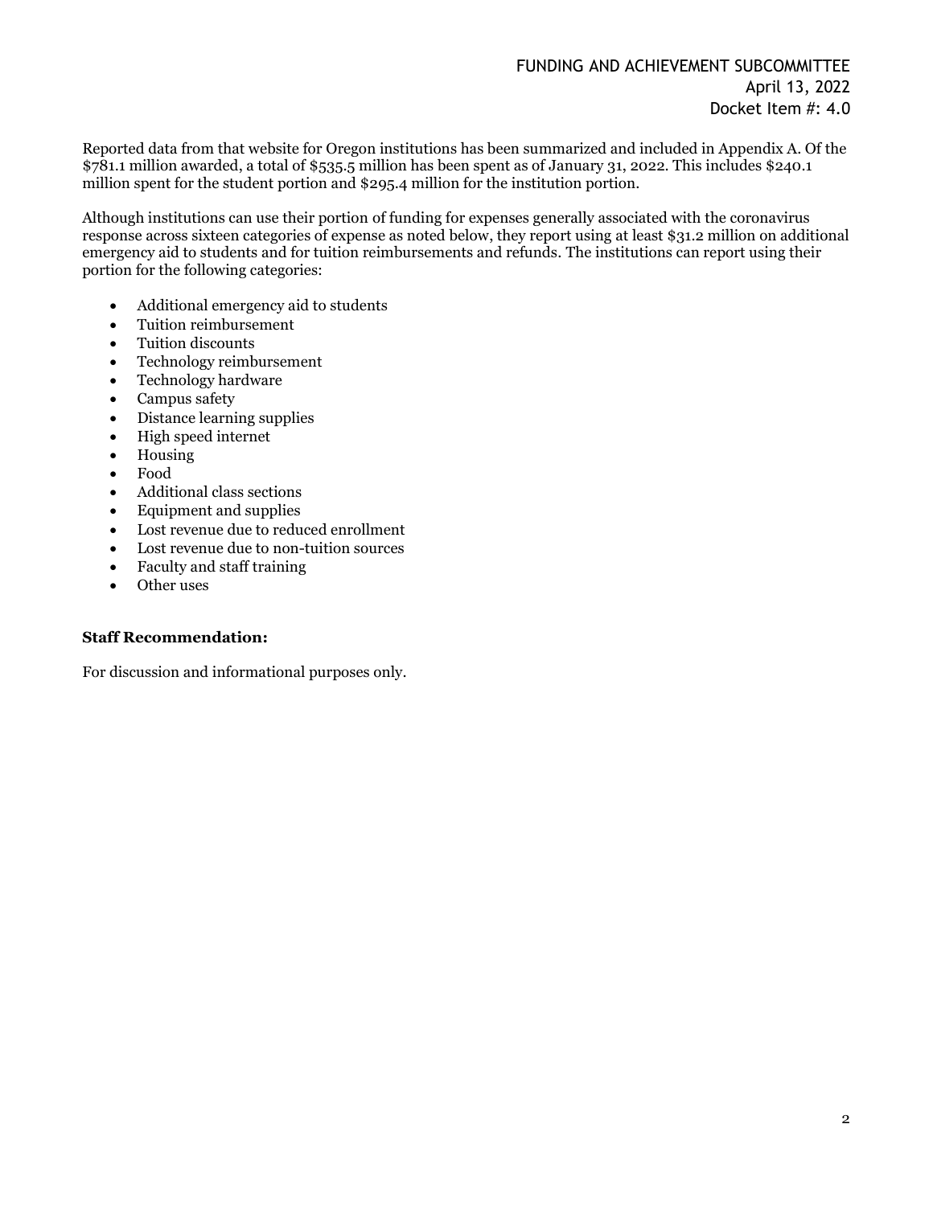Reported data from that website for Oregon institutions has been summarized and included in Appendix A. Of the $781.1 million awarded, a total of $535.5 million has been spent as of January 31, 2022. This includes $240.1 million spent for the student portion and $295.4 million for the institution portion.

Although institutions can use their portion of funding for expenses generally associated with the coronavirus response across sixteen categories of expense as noted below, they report using at least $31.2 million on additional emergency aid to students and for tuition reimbursements and refunds. The institutions can report using their portion for the following categories:

- Additional emergency aid to students
- Tuition reimbursement
- Tuition discounts
- Technology reimbursement
- Technology hardware
- Campus safety
- Distance learning supplies
- High speed internet
- Housing
- Food
- Additional class sections
- Equipment and supplies
- Lost revenue due to reduced enrollment
- Lost revenue due to non-tuition sources
- Faculty and staff training
- Other uses

**Staff Recommendation:**

For discussion and informational purposes only.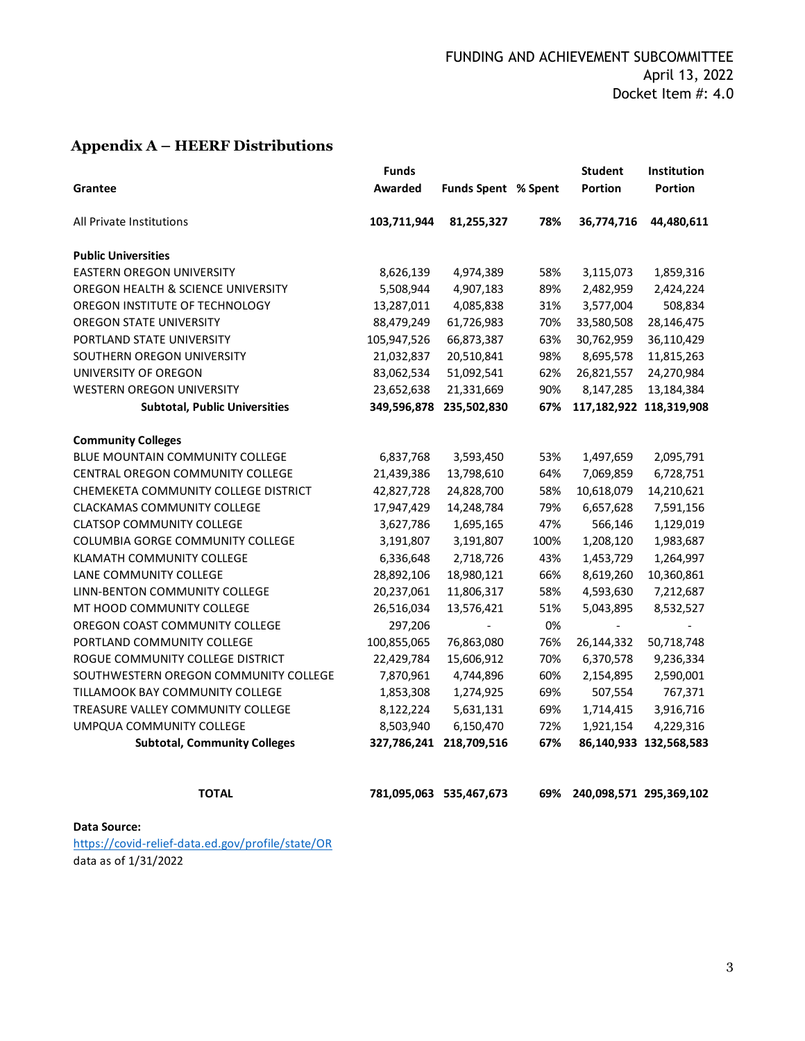FUNDING AND ACHIEVEMENT SUBCOMMITTEE
April 13, 2022
Docket Item #: 4.0

## Appendix A – HEERF Distributions

| Grantee | Funds Awarded | Funds Spent | % Spent | Student Portion | Institution Portion |
|---|---|---|---|---|---|
| All Private Institutions | **103,711,944** | **81,255,327** | **78%** | **36,774,716** | **44,480,611** |
| **Public Universities** | | | | | |
| EASTERN OREGON UNIVERSITY | 8,626,139 | 4,974,389 | 58% | 3,115,073 | 1,859,316 |
| OREGON HEALTH & SCIENCE UNIVERSITY | 5,508,944 | 4,907,183 | 89% | 2,482,959 | 2,424,224 |
| OREGON INSTITUTE OF TECHNOLOGY | 13,287,011 | 4,085,838 | 31% | 3,577,004 | 508,834 |
| OREGON STATE UNIVERSITY | 88,479,249 | 61,726,983 | 70% | 33,580,508 | 28,146,475 |
| PORTLAND STATE UNIVERSITY | 105,947,526 | 66,873,387 | 63% | 30,762,959 | 36,110,429 |
| SOUTHERN OREGON UNIVERSITY | 21,032,837 | 20,510,841 | 98% | 8,695,578 | 11,815,263 |
| UNIVERSITY OF OREGON | 83,062,534 | 51,092,541 | 62% | 26,821,557 | 24,270,984 |
| WESTERN OREGON UNIVERSITY | 23,652,638 | 21,331,669 | 90% | 8,147,285 | 13,184,384 |
| **Subtotal, Public Universities** | **349,596,878** | **235,502,830** | **67%** | **117,182,922** | **118,319,908** |
| **Community Colleges** | | | | | |
| BLUE MOUNTAIN COMMUNITY COLLEGE | 6,837,768 | 3,593,450 | 53% | 1,497,659 | 2,095,791 |
| CENTRAL OREGON COMMUNITY COLLEGE | 21,439,386 | 13,798,610 | 64% | 7,069,859 | 6,728,751 |
| CHEMEKETA COMMUNITY COLLEGE DISTRICT | 42,827,728 | 24,828,700 | 58% | 10,618,079 | 14,210,621 |
| CLACKAMAS COMMUNITY COLLEGE | 17,947,429 | 14,248,784 | 79% | 6,657,628 | 7,591,156 |
| CLATSOP COMMUNITY COLLEGE | 3,627,786 | 1,695,165 | 47% | 566,146 | 1,129,019 |
| COLUMBIA GORGE COMMUNITY COLLEGE | 3,191,807 | 3,191,807 | 100% | 1,208,120 | 1,983,687 |
| KLAMATH COMMUNITY COLLEGE | 6,336,648 | 2,718,726 | 43% | 1,453,729 | 1,264,997 |
| LANE COMMUNITY COLLEGE | 28,892,106 | 18,980,121 | 66% | 8,619,260 | 10,360,861 |
| LINN-BENTON COMMUNITY COLLEGE | 20,237,061 | 11,806,317 | 58% | 4,593,630 | 7,212,687 |
| MT HOOD COMMUNITY COLLEGE | 26,516,034 | 13,576,421 | 51% | 5,043,895 | 8,532,527 |
| OREGON COAST COMMUNITY COLLEGE | 297,206 | - | 0% | - | - |
| PORTLAND COMMUNITY COLLEGE | 100,855,065 | 76,863,080 | 76% | 26,144,332 | 50,718,748 |
| ROGUE COMMUNITY COLLEGE DISTRICT | 22,429,784 | 15,606,912 | 70% | 6,370,578 | 9,236,334 |
| SOUTHWESTERN OREGON COMMUNITY COLLEGE | 7,870,961 | 4,744,896 | 60% | 2,154,895 | 2,590,001 |
| TILLAMOOK BAY COMMUNITY COLLEGE | 1,853,308 | 1,274,925 | 69% | 507,554 | 767,371 |
| TREASURE VALLEY COMMUNITY COLLEGE | 8,122,224 | 5,631,131 | 69% | 1,714,415 | 3,916,716 |
| UMPQUA COMMUNITY COLLEGE | 8,503,940 | 6,150,470 | 72% | 1,921,154 | 4,229,316 |
| **Subtotal, Community Colleges** | **327,786,241** | **218,709,516** | **67%** | **86,140,933** | **132,568,583** |
| **TOTAL** | **781,095,063** | **535,467,673** | **69%** | **240,098,571** | **295,369,102** |

**Data Source:**
https://covid-relief-data.ed.gov/profile/state/OR
data as of 1/31/2022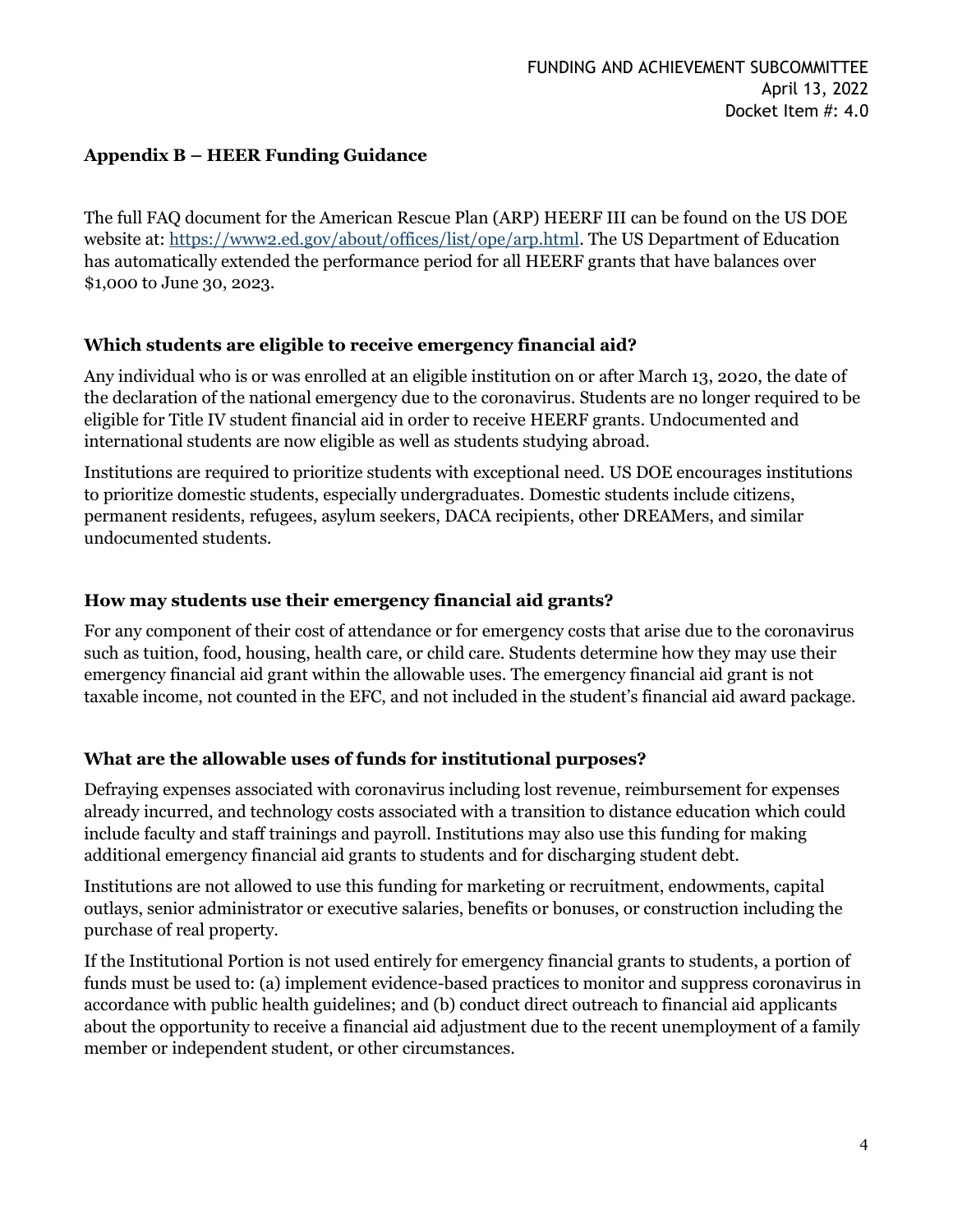## Appendix B – HEER Funding Guidance

The full FAQ document for the American Rescue Plan (ARP) HEERF III can be found on the US DOE website at: [https://www2.ed.gov/about/offices/list/ope/arp.html](https://www2.ed.gov/about/offices/list/ope/arp.html). The US Department of Education has automatically extended the performance period for all HEERF grants that have balances over $1,000 to June 30, 2023.

### Which students are eligible to receive emergency financial aid?

Any individual who is or was enrolled at an eligible institution on or after March 13, 2020, the date of the declaration of the national emergency due to the coronavirus. Students are no longer required to be eligible for Title IV student financial aid in order to receive HEERF grants. Undocumented and international students are now eligible as well as students studying abroad.

Institutions are required to prioritize students with exceptional need. US DOE encourages institutions to prioritize domestic students, especially undergraduates. Domestic students include citizens, permanent residents, refugees, asylum seekers, DACA recipients, other DREAMers, and similar undocumented students.

### How may students use their emergency financial aid grants?

For any component of their cost of attendance or for emergency costs that arise due to the coronavirus such as tuition, food, housing, health care, or child care. Students determine how they may use their emergency financial aid grant within the allowable uses. The emergency financial aid grant is not taxable income, not counted in the EFC, and not included in the student's financial aid award package.

### What are the allowable uses of funds for institutional purposes?

Defraying expenses associated with coronavirus including lost revenue, reimbursement for expenses already incurred, and technology costs associated with a transition to distance education which could include faculty and staff trainings and payroll. Institutions may also use this funding for making additional emergency financial aid grants to students and for discharging student debt.

Institutions are not allowed to use this funding for marketing or recruitment, endowments, capital outlays, senior administrator or executive salaries, benefits or bonuses, or construction including the purchase of real property.

If the Institutional Portion is not used entirely for emergency financial grants to students, a portion of funds must be used to: (a) implement evidence-based practices to monitor and suppress coronavirus in accordance with public health guidelines; and (b) conduct direct outreach to financial aid applicants about the opportunity to receive a financial aid adjustment due to the recent unemployment of a family member or independent student, or other circumstances.